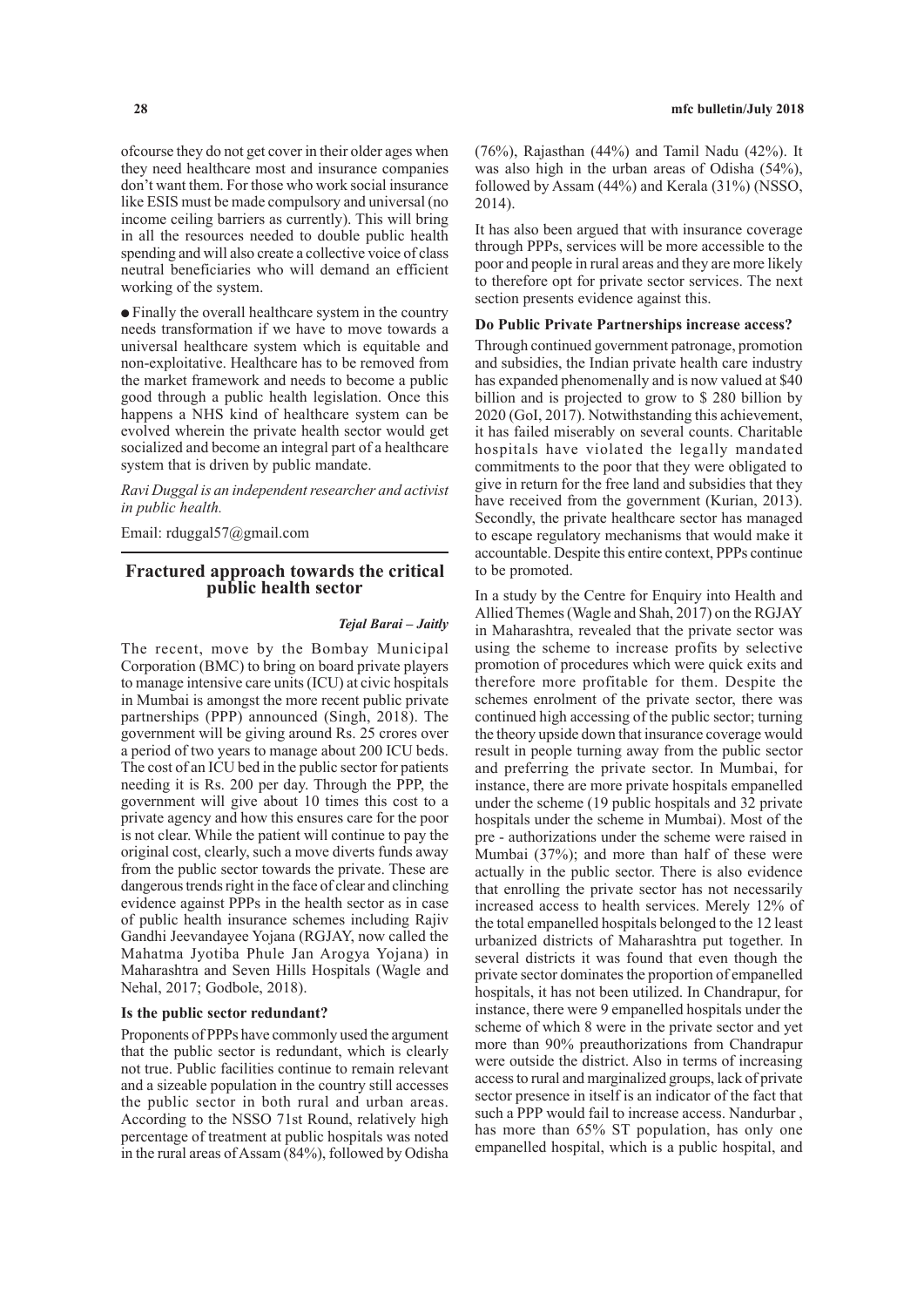ofcourse they do not get cover in their older ages when they need healthcare most and insurance companies don't want them. For those who work social insurance like ESIS must be made compulsory and universal (no income ceiling barriers as currently). This will bring in all the resources needed to double public health spending and will also create a collective voice of class neutral beneficiaries who will demand an efficient working of the system.

- Finally the overall healthcare system in the country needs transformation if we have to move towards a universal healthcare system which is equitable and non-exploitative. Healthcare has to be removed from the market framework and needs to become a public good through a public health legislation. Once this happens a NHS kind of healthcare system can be evolved wherein the private health sector would get socialized and become an integral part of a healthcare system that is driven by public mandate.

*Ravi Duggal is an independent researcher and activist in public health.*

Email: rduggal57@gmail.com

## Fractured approach towards the critical public health sector

***Tejal Barai – Jaitly***

The recent, move by the Bombay Municipal Corporation (BMC) to bring on board private players to manage intensive care units (ICU) at civic hospitals in Mumbai is amongst the more recent public private partnerships (PPP) announced (Singh, 2018). The government will be giving around Rs. 25 crores over a period of two years to manage about 200 ICU beds. The cost of an ICU bed in the public sector for patients needing it is Rs. 200 per day. Through the PPP, the government will give about 10 times this cost to a private agency and how this ensures care for the poor is not clear. While the patient will continue to pay the original cost, clearly, such a move diverts funds away from the public sector towards the private. These are dangerous trends right in the face of clear and clinching evidence against PPPs in the health sector as in case of public health insurance schemes including Rajiv Gandhi Jeevandayee Yojana (RGJAY, now called the Mahatma Jyotiba Phule Jan Arogya Yojana) in Maharashtra and Seven Hills Hospitals (Wagle and Nehal, 2017; Godbole, 2018).

### Is the public sector redundant?

Proponents of PPPs have commonly used the argument that the public sector is redundant, which is clearly not true. Public facilities continue to remain relevant and a sizeable population in the country still accesses the public sector in both rural and urban areas. According to the NSSO 71st Round, relatively high percentage of treatment at public hospitals was noted in the rural areas of Assam (84%), followed by Odisha (76%), Rajasthan (44%) and Tamil Nadu (42%). It was also high in the urban areas of Odisha (54%), followed by Assam (44%) and Kerala (31%) (NSSO, 2014).

It has also been argued that with insurance coverage through PPPs, services will be more accessible to the poor and people in rural areas and they are more likely to therefore opt for private sector services. The next section presents evidence against this.

### Do Public Private Partnerships increase access?

Through continued government patronage, promotion and subsidies, the Indian private health care industry has expanded phenomenally and is now valued at $40 billion and is projected to grow to $ 280 billion by 2020 (GoI, 2017). Notwithstanding this achievement, it has failed miserably on several counts. Charitable hospitals have violated the legally mandated commitments to the poor that they were obligated to give in return for the free land and subsidies that they have received from the government (Kurian, 2013). Secondly, the private healthcare sector has managed to escape regulatory mechanisms that would make it accountable. Despite this entire context, PPPs continue to be promoted.

In a study by the Centre for Enquiry into Health and Allied Themes (Wagle and Shah, 2017) on the RGJAY in Maharashtra, revealed that the private sector was using the scheme to increase profits by selective promotion of procedures which were quick exits and therefore more profitable for them. Despite the schemes enrolment of the private sector, there was continued high accessing of the public sector; turning the theory upside down that insurance coverage would result in people turning away from the public sector and preferring the private sector. In Mumbai, for instance, there are more private hospitals empanelled under the scheme (19 public hospitals and 32 private hospitals under the scheme in Mumbai). Most of the pre - authorizations under the scheme were raised in Mumbai (37%); and more than half of these were actually in the public sector. There is also evidence that enrolling the private sector has not necessarily increased access to health services. Merely 12% of the total empanelled hospitals belonged to the 12 least urbanized districts of Maharashtra put together. In several districts it was found that even though the private sector dominates the proportion of empanelled hospitals, it has not been utilized. In Chandrapur, for instance, there were 9 empanelled hospitals under the scheme of which 8 were in the private sector and yet more than 90% preauthorizations from Chandrapur were outside the district. Also in terms of increasing access to rural and marginalized groups, lack of private sector presence in itself is an indicator of the fact that such a PPP would fail to increase access. Nandurbar , has more than 65% ST population, has only one empanelled hospital, which is a public hospital, and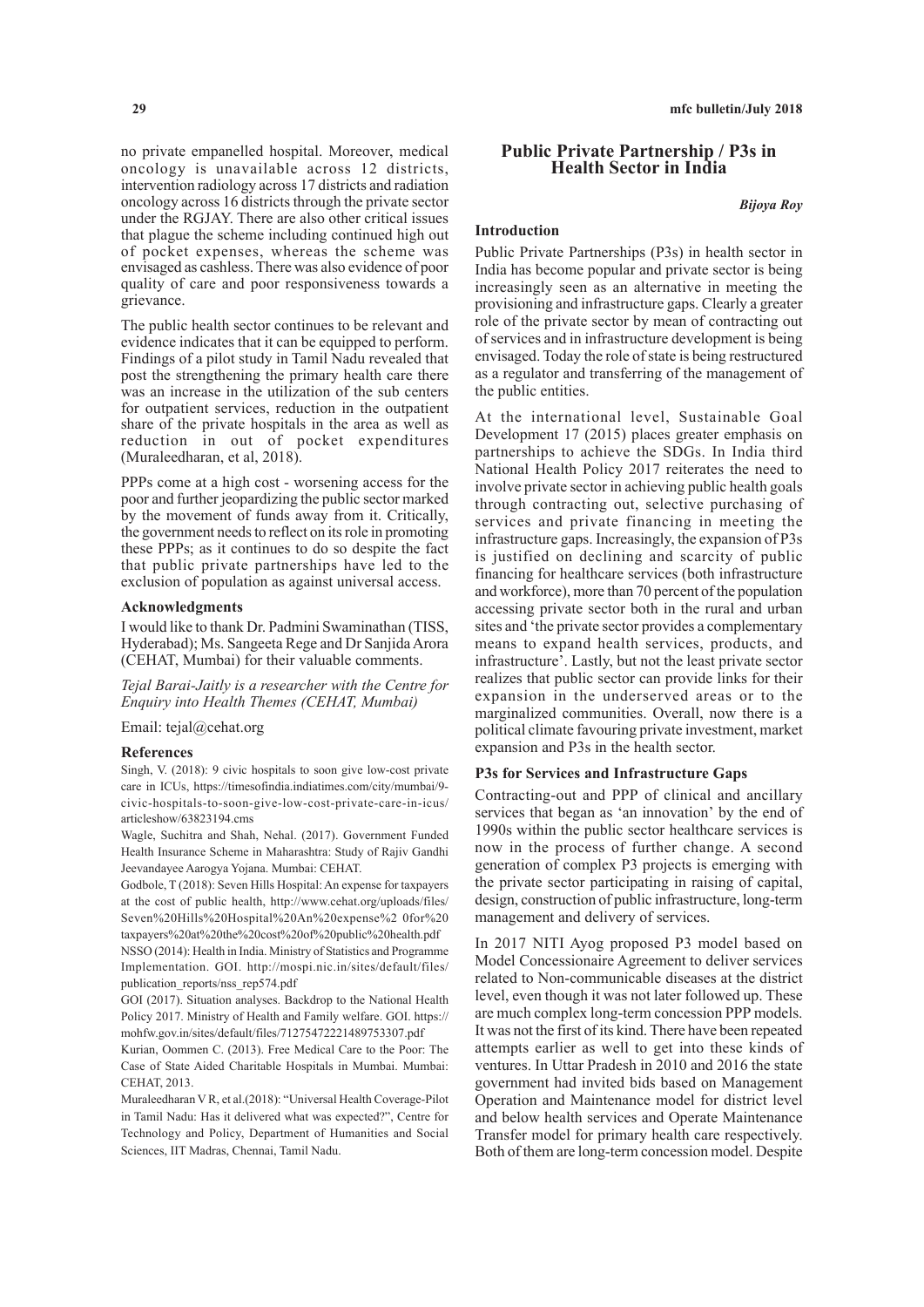no private empanelled hospital. Moreover, medical oncology is unavailable across 12 districts, intervention radiology across 17 districts and radiation oncology across 16 districts through the private sector under the RGJAY. There are also other critical issues that plague the scheme including continued high out of pocket expenses, whereas the scheme was envisaged as cashless. There was also evidence of poor quality of care and poor responsiveness towards a grievance.

The public health sector continues to be relevant and evidence indicates that it can be equipped to perform. Findings of a pilot study in Tamil Nadu revealed that post the strengthening the primary health care there was an increase in the utilization of the sub centers for outpatient services, reduction in the outpatient share of the private hospitals in the area as well as reduction in out of pocket expenditures (Muraleedharan, et al, 2018).

PPPs come at a high cost - worsening access for the poor and further jeopardizing the public sector marked by the movement of funds away from it. Critically, the government needs to reflect on its role in promoting these PPPs; as it continues to do so despite the fact that public private partnerships have led to the exclusion of population as against universal access.

### Acknowledgments

I would like to thank Dr. Padmini Swaminathan (TISS, Hyderabad); Ms. Sangeeta Rege and Dr Sanjida Arora (CEHAT, Mumbai) for their valuable comments.

*Tejal Barai-Jaitly is a researcher with the Centre for Enquiry into Health Themes (CEHAT, Mumbai)*

Email: tejal@cehat.org

### References

Singh, V. (2018): 9 civic hospitals to soon give low-cost private care in ICUs, https://timesofindia.indiatimes.com/city/mumbai/9-civic-hospitals-to-soon-give-low-cost-private-care-in-icus/articleshow/63823194.cms

Wagle, Suchitra and Shah, Nehal. (2017). Government Funded Health Insurance Scheme in Maharashtra: Study of Rajiv Gandhi Jeevandayee Aarogya Yojana. Mumbai: CEHAT.

Godbole, T (2018): Seven Hills Hospital: An expense for taxpayers at the cost of public health, http://www.cehat.org/uploads/files/Seven%20Hills%20Hospital%20An%20expense%2 0for%20taxpayers%20at%20the%20cost%20of%20public%20health.pdf

NSSO (2014): Health in India. Ministry of Statistics and Programme Implementation. GOI. http://mospi.nic.in/sites/default/files/publication_reports/nss_rep574.pdf

GOI (2017). Situation analyses. Backdrop to the National Health Policy 2017. Ministry of Health and Family welfare. GOI. https://mohfw.gov.in/sites/default/files/71275472221489753307.pdf

Kurian, Oommen C. (2013). Free Medical Care to the Poor: The Case of State Aided Charitable Hospitals in Mumbai. Mumbai: CEHAT, 2013.

Muraleedharan V R, et al.(2018): "Universal Health Coverage-Pilot in Tamil Nadu: Has it delivered what was expected?", Centre for Technology and Policy, Department of Humanities and Social Sciences, IIT Madras, Chennai, Tamil Nadu.

# Public Private Partnership / P3s in Health Sector in India

***Bijoya Roy***

### Introduction

Public Private Partnerships (P3s) in health sector in India has become popular and private sector is being increasingly seen as an alternative in meeting the provisioning and infrastructure gaps. Clearly a greater role of the private sector by mean of contracting out of services and in infrastructure development is being envisaged. Today the role of state is being restructured as a regulator and transferring of the management of the public entities.

At the international level, Sustainable Goal Development 17 (2015) places greater emphasis on partnerships to achieve the SDGs. In India third National Health Policy 2017 reiterates the need to involve private sector in achieving public health goals through contracting out, selective purchasing of services and private financing in meeting the infrastructure gaps. Increasingly, the expansion of P3s is justified on declining and scarcity of public financing for healthcare services (both infrastructure and workforce), more than 70 percent of the population accessing private sector both in the rural and urban sites and 'the private sector provides a complementary means to expand health services, products, and infrastructure'. Lastly, but not the least private sector realizes that public sector can provide links for their expansion in the underserved areas or to the marginalized communities. Overall, now there is a political climate favouring private investment, market expansion and P3s in the health sector.

### P3s for Services and Infrastructure Gaps

Contracting-out and PPP of clinical and ancillary services that began as 'an innovation' by the end of 1990s within the public sector healthcare services is now in the process of further change. A second generation of complex P3 projects is emerging with the private sector participating in raising of capital, design, construction of public infrastructure, long-term management and delivery of services.

In 2017 NITI Ayog proposed P3 model based on Model Concessionaire Agreement to deliver services related to Non-communicable diseases at the district level, even though it was not later followed up. These are much complex long-term concession PPP models. It was not the first of its kind. There have been repeated attempts earlier as well to get into these kinds of ventures. In Uttar Pradesh in 2010 and 2016 the state government had invited bids based on Management Operation and Maintenance model for district level and below health services and Operate Maintenance Transfer model for primary health care respectively. Both of them are long-term concession model. Despite